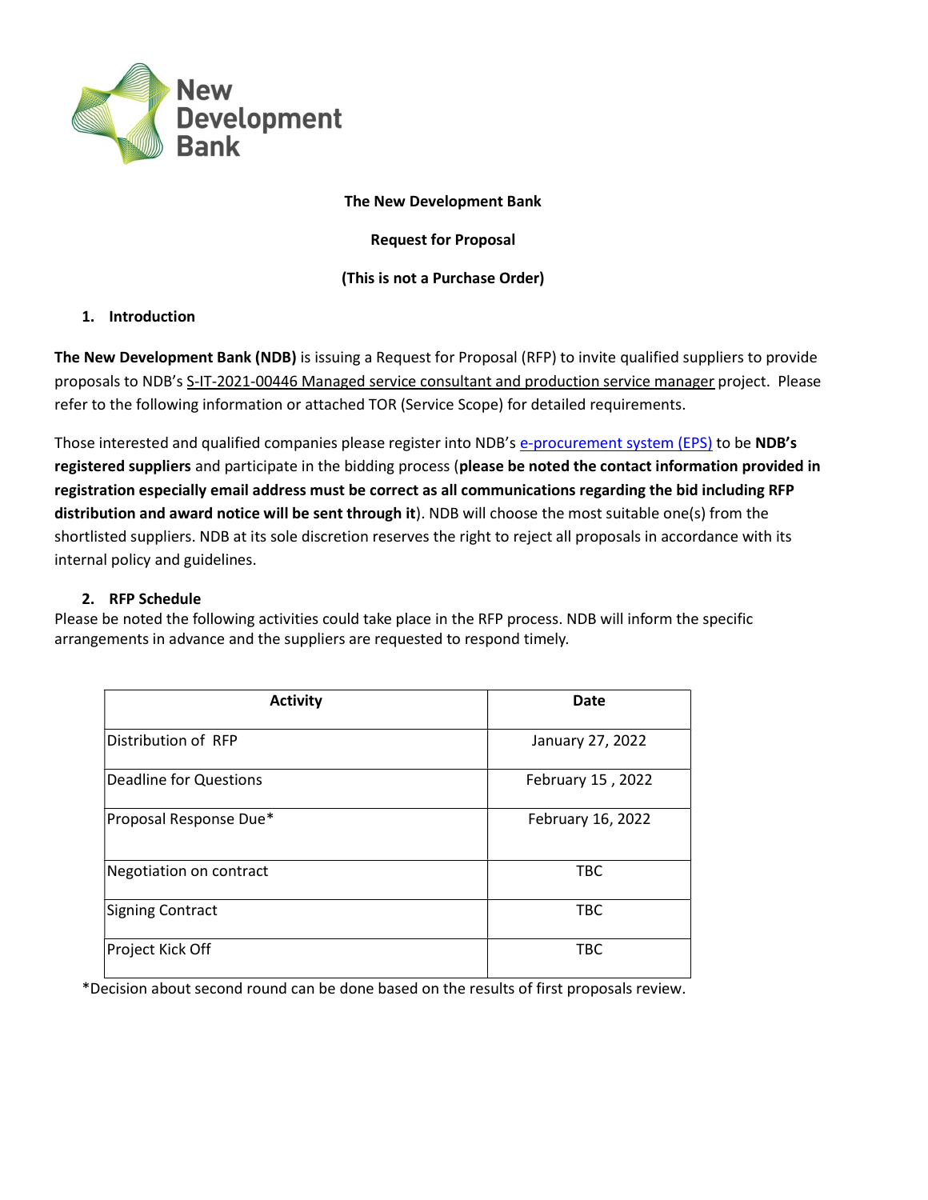**The New Development Bank**

**Request for Proposal**

**(This is not a Purchase Order)**

## 1. Introduction

**The New Development Bank (NDB)** is issuing a Request for Proposal (RFP) to invite qualified suppliers to provide proposals to NDB's S-IT-2021-00446 Managed service consultant and production service manager project. Please refer to the following information or attached TOR (Service Scope) for detailed requirements.

Those interested and qualified companies please register into NDB's e-procurement system (EPS) to be **NDB's registered suppliers** and participate in the bidding process (**please be noted the contact information provided in registration especially email address must be correct as all communications regarding the bid including RFP distribution and award notice will be sent through it**). NDB will choose the most suitable one(s) from the shortlisted suppliers. NDB at its sole discretion reserves the right to reject all proposals in accordance with its internal policy and guidelines.

## 2. RFP Schedule

Please be noted the following activities could take place in the RFP process. NDB will inform the specific arrangements in advance and the suppliers are requested to respond timely.

| Activity | Date |
|---|---|
| Distribution of RFP | January 27, 2022 |
| Deadline for Questions | February 15 , 2022 |
| Proposal Response Due* | February 16, 2022 |
| Negotiation on contract | TBC |
| Signing Contract | TBC |
| Project Kick Off | TBC |

*Decision about second round can be done based on the results of first proposals review.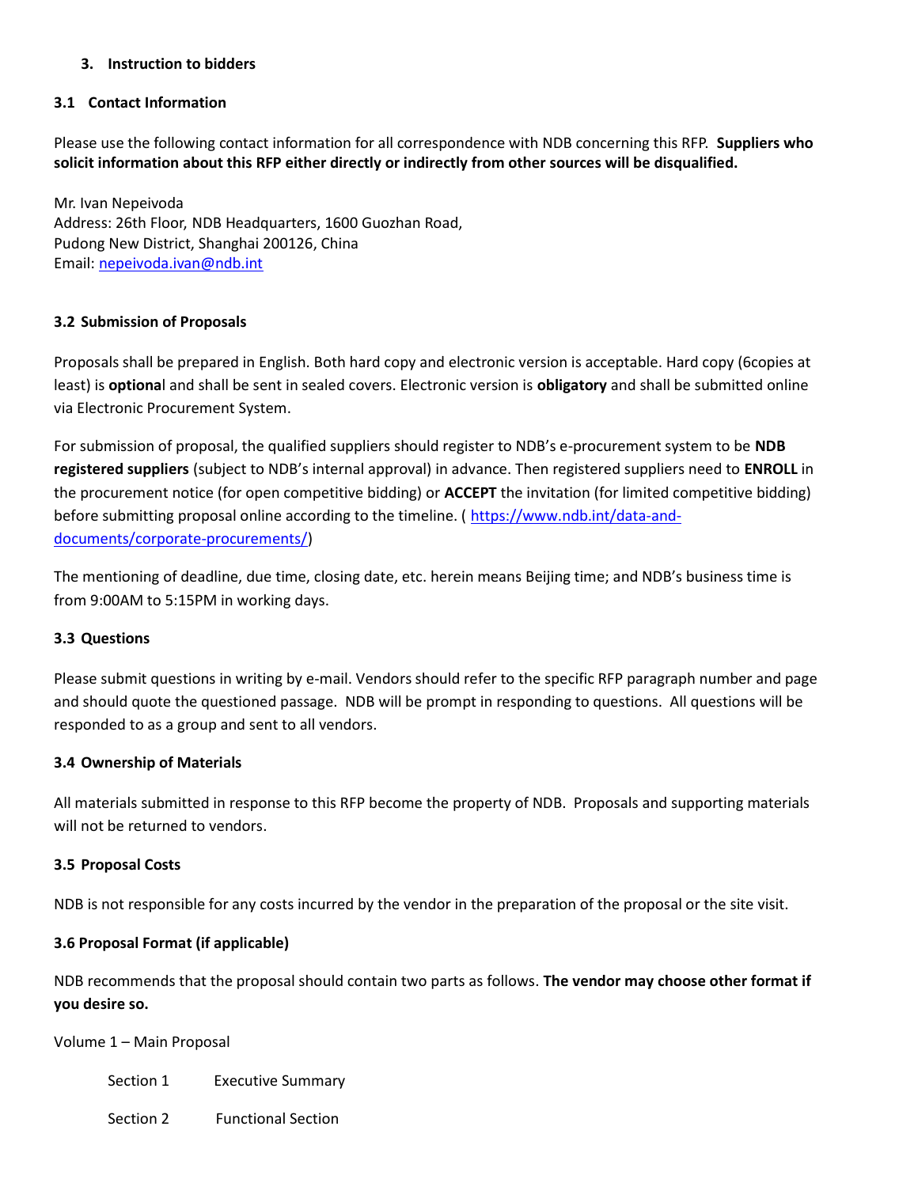## 3. Instruction to bidders

### 3.1 Contact Information

Please use the following contact information for all correspondence with NDB concerning this RFP. **Suppliers who solicit information about this RFP either directly or indirectly from other sources will be disqualified.**

Mr. Ivan Nepeivoda
Address: 26th Floor, NDB Headquarters, 1600 Guozhan Road,
Pudong New District, Shanghai 200126, China
Email: nepeivoda.ivan@ndb.int

### 3.2 Submission of Proposals

Proposals shall be prepared in English. Both hard copy and electronic version is acceptable. Hard copy (6copies at least) is **optiona**l and shall be sent in sealed covers. Electronic version is **obligatory** and shall be submitted online via Electronic Procurement System.

For submission of proposal, the qualified suppliers should register to NDB's e-procurement system to be **NDB registered suppliers** (subject to NDB's internal approval) in advance. Then registered suppliers need to **ENROLL** in the procurement notice (for open competitive bidding) or **ACCEPT** the invitation (for limited competitive bidding) before submitting proposal online according to the timeline. ( https://www.ndb.int/data-and-documents/corporate-procurements/)

The mentioning of deadline, due time, closing date, etc. herein means Beijing time; and NDB's business time is from 9:00AM to 5:15PM in working days.

### 3.3 Questions

Please submit questions in writing by e-mail. Vendors should refer to the specific RFP paragraph number and page and should quote the questioned passage. NDB will be prompt in responding to questions. All questions will be responded to as a group and sent to all vendors.

### 3.4 Ownership of Materials

All materials submitted in response to this RFP become the property of NDB. Proposals and supporting materials will not be returned to vendors.

### 3.5 Proposal Costs

NDB is not responsible for any costs incurred by the vendor in the preparation of the proposal or the site visit.

### 3.6 Proposal Format (if applicable)

NDB recommends that the proposal should contain two parts as follows. **The vendor may choose other format if you desire so.**

Volume 1 – Main Proposal

Section 1 Executive Summary

Section 2 Functional Section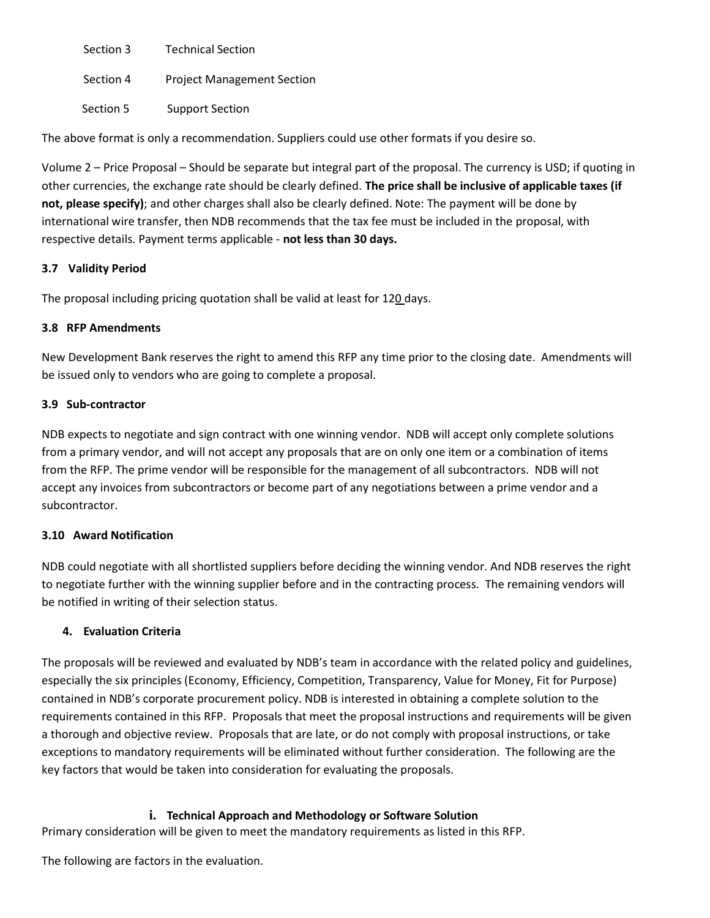Section 3 Technical Section

Section 4 Project Management Section

Section 5 Support Section

The above format is only a recommendation. Suppliers could use other formats if you desire so.

Volume 2 – Price Proposal – Should be separate but integral part of the proposal. The currency is USD; if quoting in other currencies, the exchange rate should be clearly defined. **The price shall be inclusive of applicable taxes (if not, please specify)**; and other charges shall also be clearly defined. Note: The payment will be done by international wire transfer, then NDB recommends that the tax fee must be included in the proposal, with respective details. Payment terms applicable - **not less than 30 days.**

### 3.7 Validity Period

The proposal including pricing quotation shall be valid at least for 120 days.

### 3.8 RFP Amendments

New Development Bank reserves the right to amend this RFP any time prior to the closing date. Amendments will be issued only to vendors who are going to complete a proposal.

### 3.9 Sub-contractor

NDB expects to negotiate and sign contract with one winning vendor. NDB will accept only complete solutions from a primary vendor, and will not accept any proposals that are on only one item or a combination of items from the RFP. The prime vendor will be responsible for the management of all subcontractors. NDB will not accept any invoices from subcontractors or become part of any negotiations between a prime vendor and a subcontractor.

### 3.10 Award Notification

NDB could negotiate with all shortlisted suppliers before deciding the winning vendor. And NDB reserves the right to negotiate further with the winning supplier before and in the contracting process. The remaining vendors will be notified in writing of their selection status.

## 4. Evaluation Criteria

The proposals will be reviewed and evaluated by NDB's team in accordance with the related policy and guidelines, especially the six principles (Economy, Efficiency, Competition, Transparency, Value for Money, Fit for Purpose) contained in NDB's corporate procurement policy. NDB is interested in obtaining a complete solution to the requirements contained in this RFP. Proposals that meet the proposal instructions and requirements will be given a thorough and objective review. Proposals that are late, or do not comply with proposal instructions, or take exceptions to mandatory requirements will be eliminated without further consideration. The following are the key factors that would be taken into consideration for evaluating the proposals.

### i. Technical Approach and Methodology or Software Solution

Primary consideration will be given to meet the mandatory requirements as listed in this RFP.

The following are factors in the evaluation.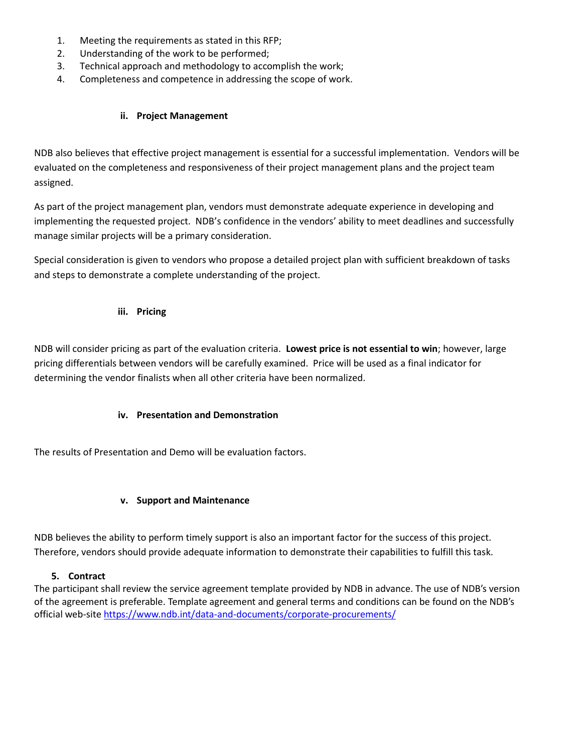1. Meeting the requirements as stated in this RFP;
2. Understanding of the work to be performed;
3. Technical approach and methodology to accomplish the work;
4. Completeness and competence in addressing the scope of work.

#### ii. Project Management

NDB also believes that effective project management is essential for a successful implementation. Vendors will be evaluated on the completeness and responsiveness of their project management plans and the project team assigned.

As part of the project management plan, vendors must demonstrate adequate experience in developing and implementing the requested project. NDB's confidence in the vendors' ability to meet deadlines and successfully manage similar projects will be a primary consideration.

Special consideration is given to vendors who propose a detailed project plan with sufficient breakdown of tasks and steps to demonstrate a complete understanding of the project.

#### iii. Pricing

NDB will consider pricing as part of the evaluation criteria. **Lowest price is not essential to win**; however, large pricing differentials between vendors will be carefully examined. Price will be used as a final indicator for determining the vendor finalists when all other criteria have been normalized.

#### iv. Presentation and Demonstration

The results of Presentation and Demo will be evaluation factors.

#### v. Support and Maintenance

NDB believes the ability to perform timely support is also an important factor for the success of this project. Therefore, vendors should provide adequate information to demonstrate their capabilities to fulfill this task.

### 5. Contract

The participant shall review the service agreement template provided by NDB in advance. The use of NDB's version of the agreement is preferable. Template agreement and general terms and conditions can be found on the NDB's official web-site [https://www.ndb.int/data-and-documents/corporate-procurements/](https://www.ndb.int/data-and-documents/corporate-procurements/)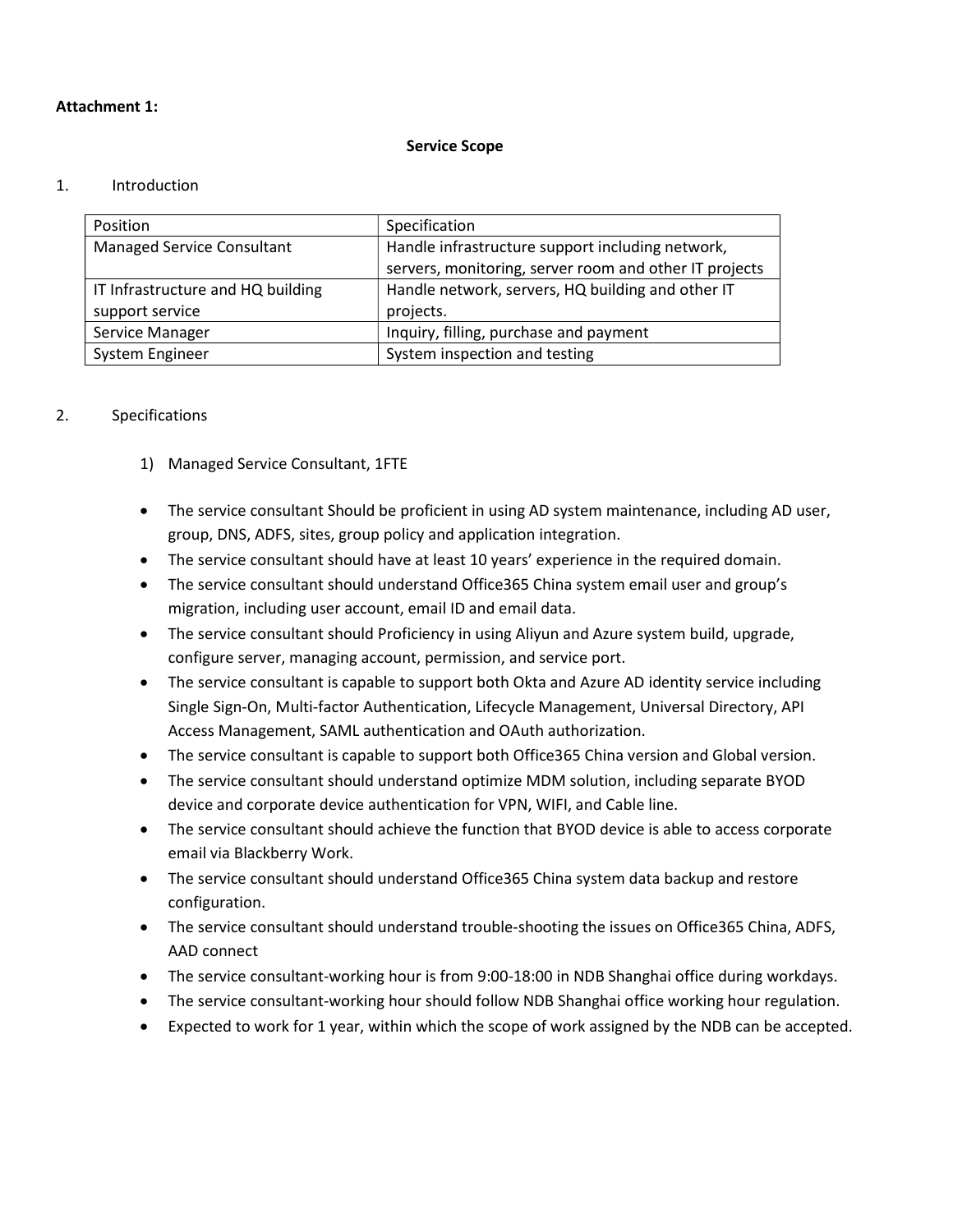**Attachment 1:**

**Service Scope**

1. Introduction

| Position | Specification |
| --- | --- |
| Managed Service Consultant | Handle infrastructure support including network, servers, monitoring, server room and other IT projects |
| IT Infrastructure and HQ building support service | Handle network, servers, HQ building and other IT projects. |
| Service Manager | Inquiry, filling, purchase and payment |
| System Engineer | System inspection and testing |

2. Specifications

1) Managed Service Consultant, 1FTE

- The service consultant Should be proficient in using AD system maintenance, including AD user, group, DNS, ADFS, sites, group policy and application integration.
- The service consultant should have at least 10 years' experience in the required domain.
- The service consultant should understand Office365 China system email user and group's migration, including user account, email ID and email data.
- The service consultant should Proficiency in using Aliyun and Azure system build, upgrade, configure server, managing account, permission, and service port.
- The service consultant is capable to support both Okta and Azure AD identity service including Single Sign-On, Multi-factor Authentication, Lifecycle Management, Universal Directory, API Access Management, SAML authentication and OAuth authorization.
- The service consultant is capable to support both Office365 China version and Global version.
- The service consultant should understand optimize MDM solution, including separate BYOD device and corporate device authentication for VPN, WIFI, and Cable line.
- The service consultant should achieve the function that BYOD device is able to access corporate email via Blackberry Work.
- The service consultant should understand Office365 China system data backup and restore configuration.
- The service consultant should understand trouble-shooting the issues on Office365 China, ADFS, AAD connect
- The service consultant-working hour is from 9:00-18:00 in NDB Shanghai office during workdays.
- The service consultant-working hour should follow NDB Shanghai office working hour regulation.
- Expected to work for 1 year, within which the scope of work assigned by the NDB can be accepted.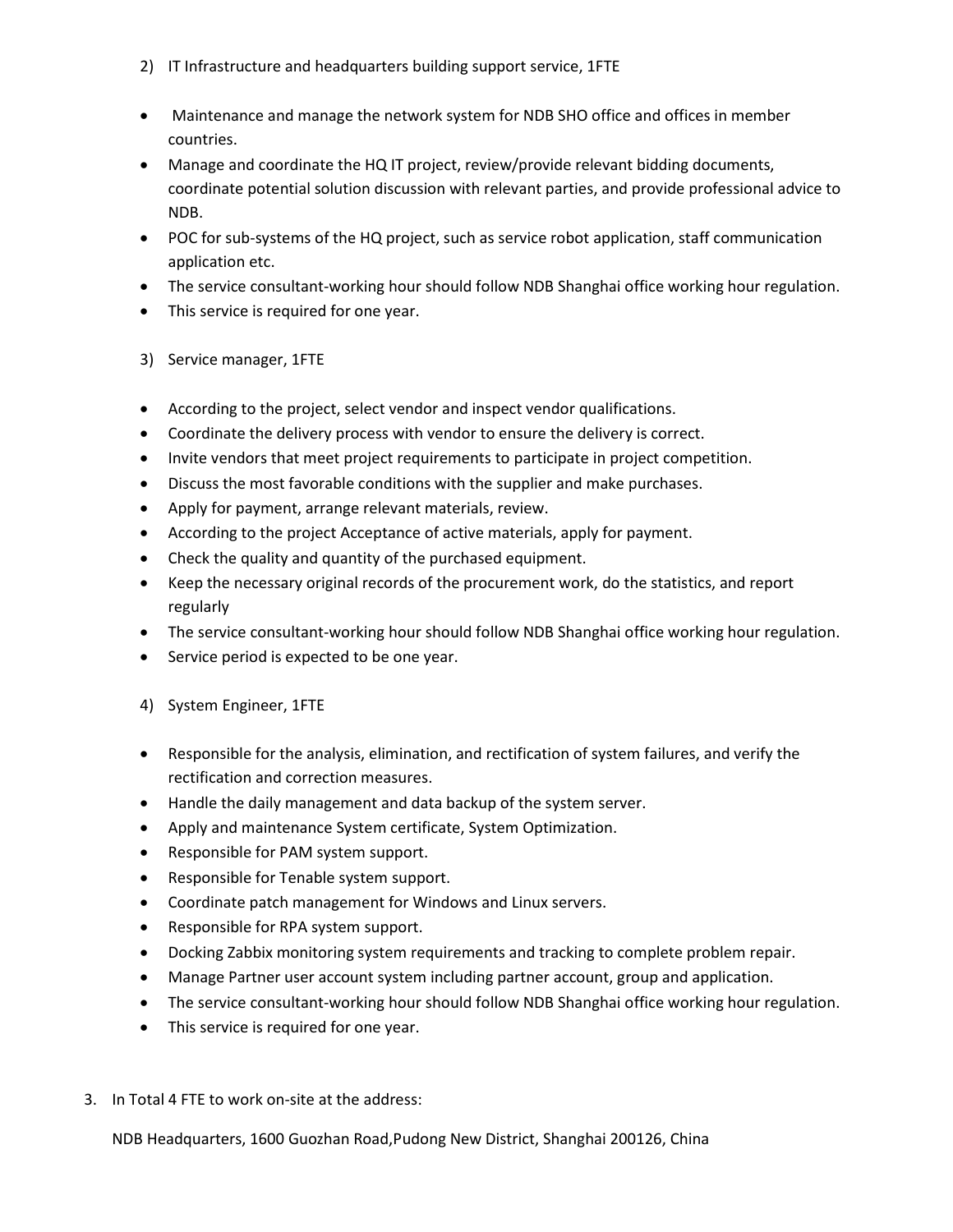2) IT Infrastructure and headquarters building support service, 1FTE

- Maintenance and manage the network system for NDB SHO office and offices in member countries.
- Manage and coordinate the HQ IT project, review/provide relevant bidding documents, coordinate potential solution discussion with relevant parties, and provide professional advice to NDB.
- POC for sub-systems of the HQ project, such as service robot application, staff communication application etc.
- The service consultant-working hour should follow NDB Shanghai office working hour regulation.
- This service is required for one year.

3) Service manager, 1FTE

- According to the project, select vendor and inspect vendor qualifications.
- Coordinate the delivery process with vendor to ensure the delivery is correct.
- Invite vendors that meet project requirements to participate in project competition.
- Discuss the most favorable conditions with the supplier and make purchases.
- Apply for payment, arrange relevant materials, review.
- According to the project Acceptance of active materials, apply for payment.
- Check the quality and quantity of the purchased equipment.
- Keep the necessary original records of the procurement work, do the statistics, and report regularly
- The service consultant-working hour should follow NDB Shanghai office working hour regulation.
- Service period is expected to be one year.

4) System Engineer, 1FTE

- Responsible for the analysis, elimination, and rectification of system failures, and verify the rectification and correction measures.
- Handle the daily management and data backup of the system server.
- Apply and maintenance System certificate, System Optimization.
- Responsible for PAM system support.
- Responsible for Tenable system support.
- Coordinate patch management for Windows and Linux servers.
- Responsible for RPA system support.
- Docking Zabbix monitoring system requirements and tracking to complete problem repair.
- Manage Partner user account system including partner account, group and application.
- The service consultant-working hour should follow NDB Shanghai office working hour regulation.
- This service is required for one year.

3. In Total 4 FTE to work on-site at the address:

   NDB Headquarters, 1600 Guozhan Road,Pudong New District, Shanghai 200126, China